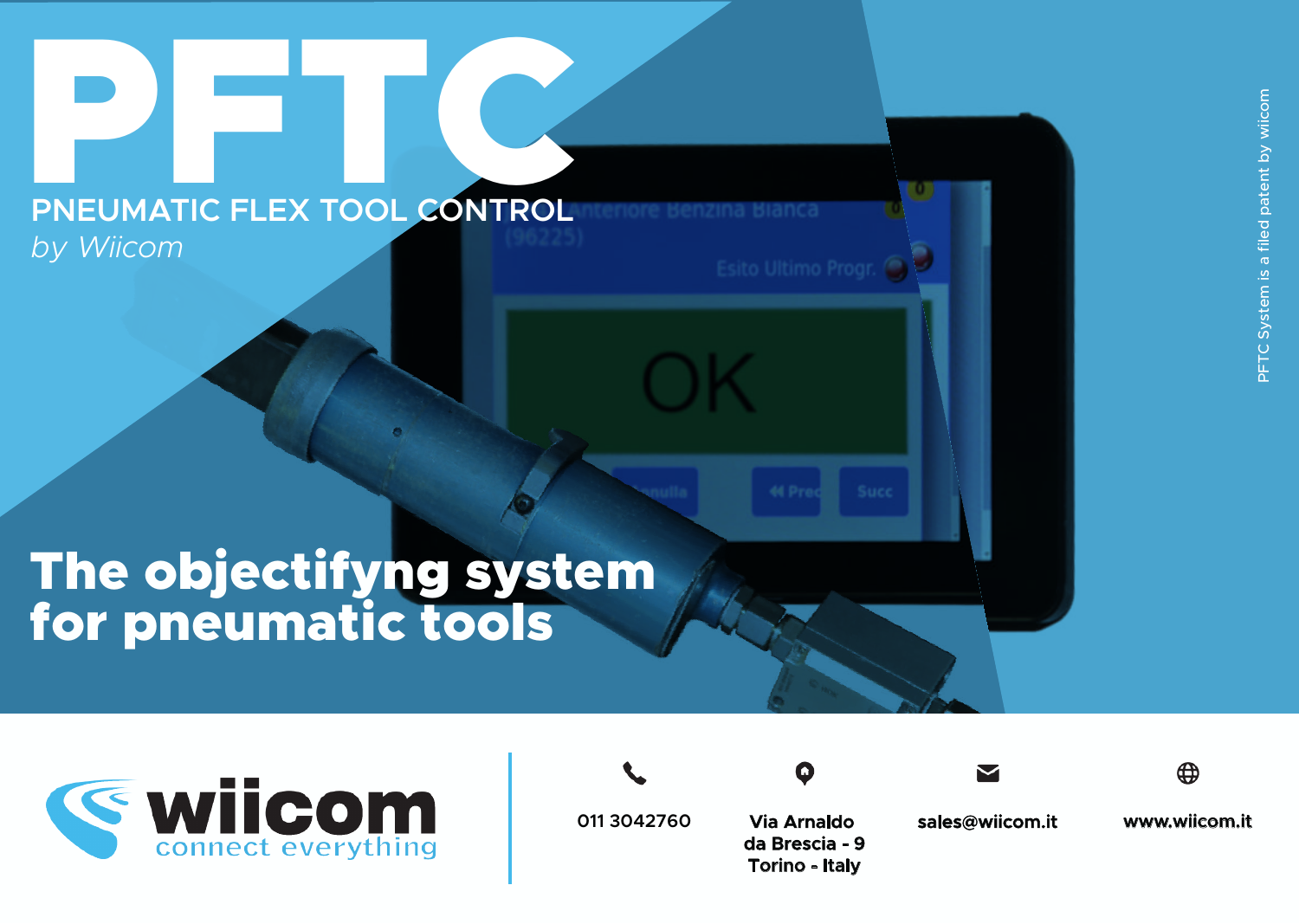# PFTC

## PNEUMATIC FLEX TOOL CONTROL

*by Wiicom*

PFTC System is a filed patent by wiicom

## The objectifyng system for pneumatic tools

**wiicom**
connect everything

011 3042760

Via Arnaldo da Brescia - 9
Torino - Italy

sales@wiicom.it

www.wiicom.it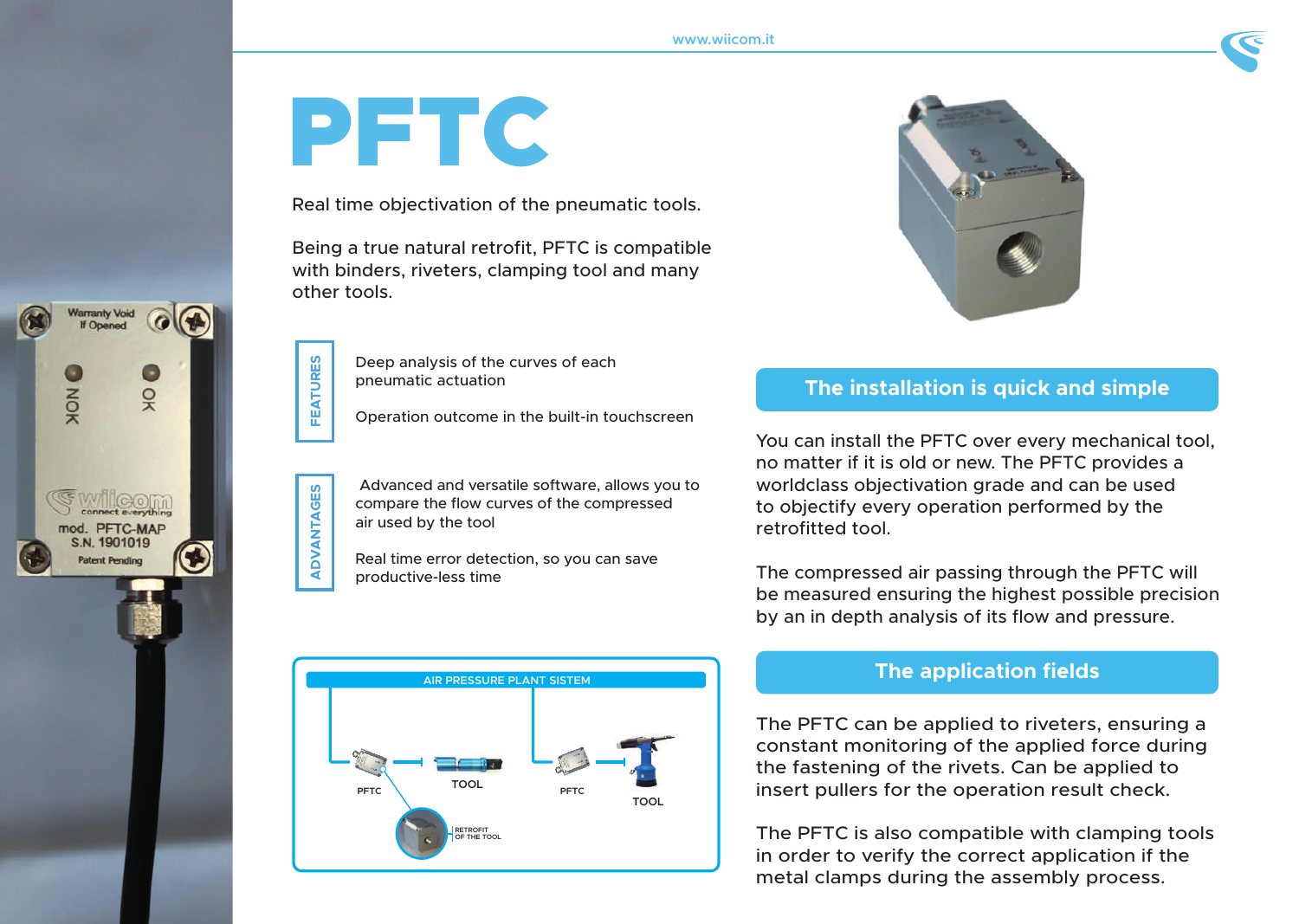# PFTC

Real time objectivation of the pneumatic tools.

Being a true natural retrofit, PFTC is compatible with binders, riveters, clamping tool and many other tools.

**FEATURES**

Deep analysis of the curves of each pneumatic actuation

Operation outcome in the built-in touchscreen

**ADVANTAGES**

Advanced and versatile software, allows you to compare the flow curves of the compressed air used by the tool

Real time error detection, so you can save productive-less time

AIR PRESSURE PLANT SISTEM

PFTC — TOOL — PFTC — TOOL

RETROFIT OF THE TOOL

## The installation is quick and simple

You can install the PFTC over every mechanical tool, no matter if it is old or new. The PFTC provides a worldclass objectivation grade and can be used to objectify every operation performed by the retrofitted tool.

The compressed air passing through the PFTC will be measured ensuring the highest possible precision by an in depth analysis of its flow and pressure.

## The application fields

The PFTC can be applied to riveters, ensuring a constant monitoring of the applied force during the fastening of the rivets. Can be applied to insert pullers for the operation result check.

The PFTC is also compatible with clamping tools in order to verify the correct application if the metal clamps during the assembly process.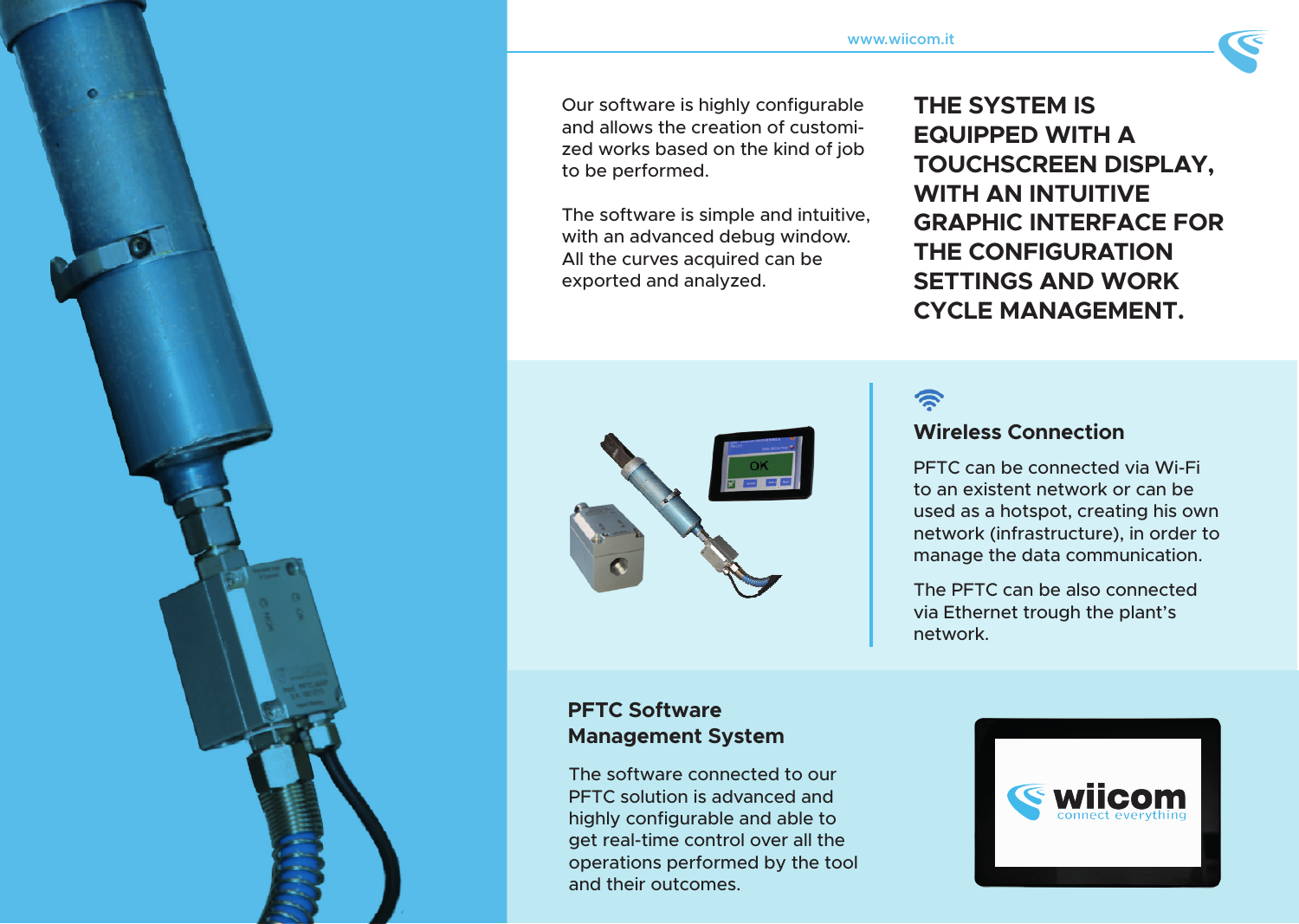Our software is highly configurable and allows the creation of customized works based on the kind of job to be performed.

The software is simple and intuitive, with an advanced debug window. All the curves acquired can be exported and analyzed.

**THE SYSTEM IS EQUIPPED WITH A TOUCHSCREEN DISPLAY, WITH AN INTUITIVE GRAPHIC INTERFACE FOR THE CONFIGURATION SETTINGS AND WORK CYCLE MANAGEMENT.**

## Wireless Connection

PFTC can be connected via Wi-Fi to an existent network or can be used as a hotspot, creating his own network (infrastructure), in order to manage the data communication.

The PFTC can be also connected via Ethernet trough the plant's network.

## PFTC Software Management System

The software connected to our PFTC solution is advanced and highly configurable and able to get real-time control over all the operations performed by the tool and their outcomes.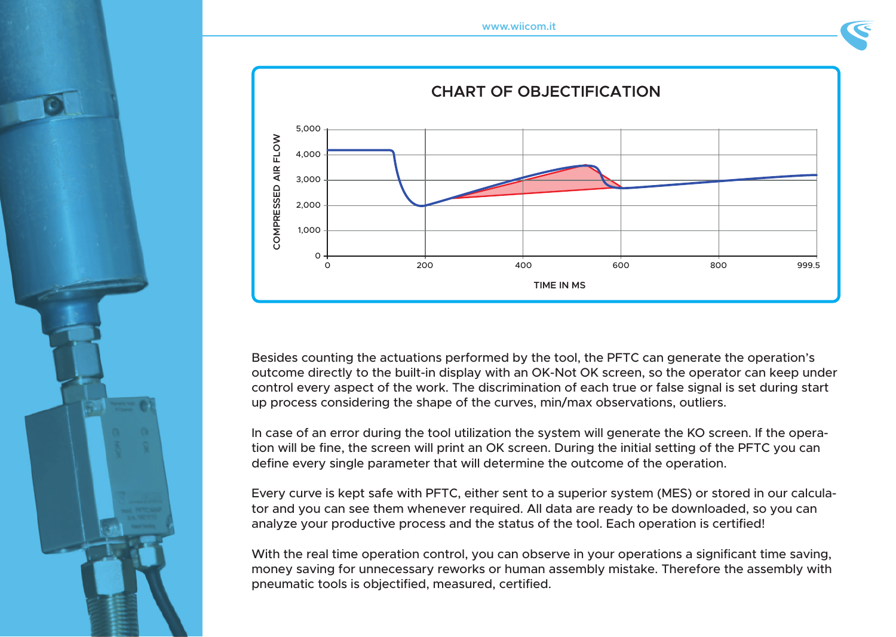## CHART OF OBJECTIFICATION

COMPRESSED AIR FLOW

TIME IN MS

Besides counting the actuations performed by the tool, the PFTC can generate the operation's outcome directly to the built-in display with an OK-Not OK screen, so the operator can keep under control every aspect of the work. The discrimination of each true or false signal is set during start up process considering the shape of the curves, min/max observations, outliers.

In case of an error during the tool utilization the system will generate the KO screen. If the operation will be fine, the screen will print an OK screen. During the initial setting of the PFTC you can define every single parameter that will determine the outcome of the operation.

Every curve is kept safe with PFTC, either sent to a superior system (MES) or stored in our calculator and you can see them whenever required. All data are ready to be downloaded, so you can analyze your productive process and the status of the tool. Each operation is certified!

With the real time operation control, you can observe in your operations a significant time saving, money saving for unnecessary reworks or human assembly mistake. Therefore the assembly with pneumatic tools is objectified, measured, certified.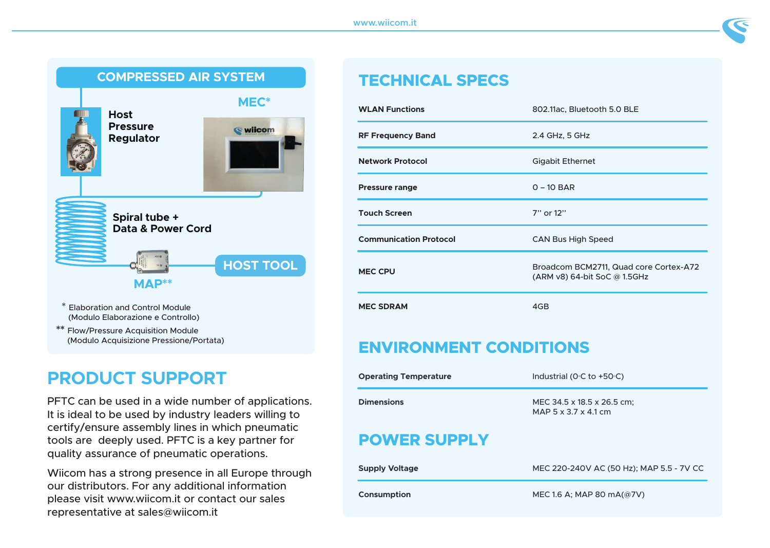## COMPRESSED AIR SYSTEM

MEC*

Host Pressure Regulator

Spiral tube + Data & Power Cord

MAP**

HOST TOOL

\* Elaboration and Control Module (Modulo Elaborazione e Controllo)

\*\* Flow/Pressure Acquisition Module (Modulo Acquisizione Pressione/Portata)

# PRODUCT SUPPORT

PFTC can be used in a wide number of applications. It is ideal to be used by industry leaders willing to certify/ensure assembly lines in which pneumatic tools are deeply used. PFTC is a key partner for quality assurance of pneumatic operations.

Wiicom has a strong presence in all Europe through our distributors. For any additional information please visit www.wiicom.it or contact our sales representative at sales@wiicom.it

# TECHNICAL SPECS

| | |
|---|---|
| **WLAN Functions** | 802.11ac, Bluetooth 5.0 BLE |
| **RF Frequency Band** | 2.4 GHz, 5 GHz |
| **Network Protocol** | Gigabit Ethernet |
| **Pressure range** | 0 – 10 BAR |
| **Touch Screen** | 7’’ or 12’’ |
| **Communication Protocol** | CAN Bus High Speed |
| **MEC CPU** | Broadcom BCM2711, Quad core Cortex-A72 (ARM v8) 64-bit SoC @ 1.5GHz |
| **MEC SDRAM** | 4GB |

# ENVIRONMENT CONDITIONS

| | |
|---|---|
| **Operating Temperature** | Industrial (0°C to +50°C) |
| **Dimensions** | MEC 34.5 x 18.5 x 26.5 cm; MAP 5 x 3.7 x 4.1 cm |

# POWER SUPPLY

| | |
|---|---|
| **Supply Voltage** | MEC 220-240V AC (50 Hz); MAP 5.5 - 7V CC |
| **Consumption** | MEC 1.6 A; MAP 80 mA(@7V) |